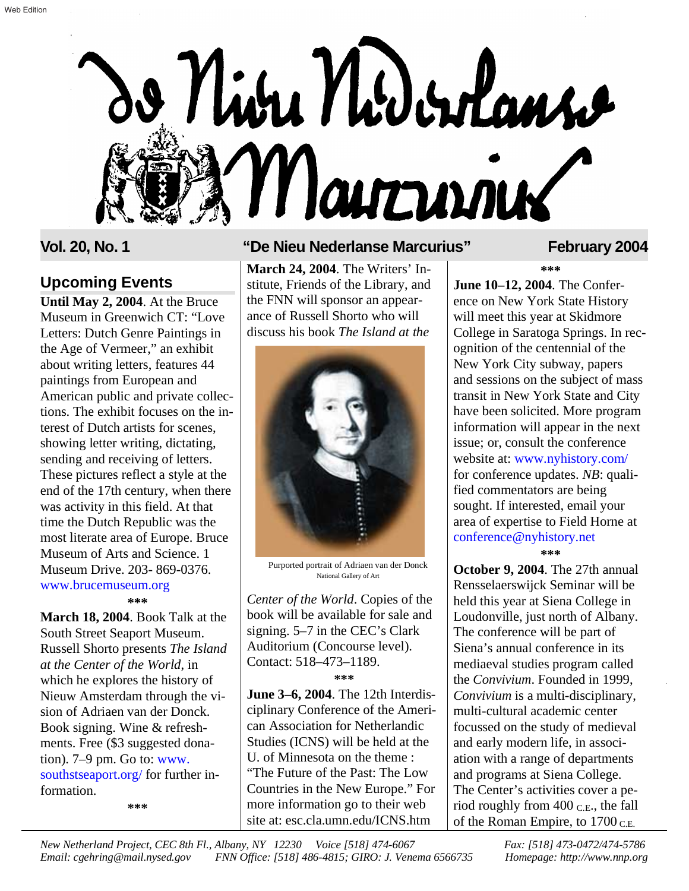Web Edition

# De Nieu Nederlanse Marcurius

**Vol. 20, No. 1** — **"De Nieu Nederlanse Marcurius"** — **February 2004**

## Upcoming Events

**Until May 2, 2004**. At the Bruce Museum in Greenwich CT: "Love Letters: Dutch Genre Paintings in the Age of Vermeer," an exhibit about writing letters, features 44 paintings from European and American public and private collections. The exhibit focuses on the interest of Dutch artists for scenes, showing letter writing, dictating, sending and receiving of letters. These pictures reflect a style at the end of the 17th century, when there was activity in this field. At that time the Dutch Republic was the most literate area of Europe. Bruce Museum of Arts and Science. 1 Museum Drive. 203- 869-0376. www.brucemuseum.org

***

**March 18, 2004**. Book Talk at the South Street Seaport Museum. Russell Shorto presents *The Island at the Center of the World*, in which he explores the history of Nieuw Amsterdam through the vision of Adriaen van der Donck. Book signing. Wine & refreshments. Free ($3 suggested donation). 7–9 pm. Go to: www.southstseaport.org/ for further information.

***

**March 24, 2004**. The Writers' Institute, Friends of the Library, and the FNN will sponsor an appearance of Russell Shorto who will discuss his book *The Island at the Center of the World*. Copies of the book will be available for sale and signing. 5–7 in the CEC's Clark Auditorium (Concourse level). Contact: 518–473–1189.

Purported portrait of Adriaen van der Donck
National Gallery of Art

***

**June 3–6, 2004**. The 12th Interdisciplinary Conference of the American Association for Netherlandic Studies (ICNS) will be held at the U. of Minnesota on the theme : "The Future of the Past: The Low Countries in the New Europe." For more information go to their web site at: esc.cla.umn.edu/ICNS.htm

***

**June 10–12, 2004**. The Conference on New York State History will meet this year at Skidmore College in Saratoga Springs. In recognition of the centennial of the New York City subway, papers and sessions on the subject of mass transit in New York State and City have been solicited. More program information will appear in the next issue; or, consult the conference website at: www.nyhistory.com/ for conference updates. *NB*: qualified commentators are being sought. If interested, email your area of expertise to Field Horne at conference@nyhistory.net

***

**October 9, 2004**. The 27th annual Rensselaerswijck Seminar will be held this year at Siena College in Loudonville, just north of Albany. The conference will be part of Siena's annual conference in its mediaeval studies program called the *Convivium*. Founded in 1999, *Convivium* is a multi-disciplinary, multi-cultural academic center focussed on the study of medieval and early modern life, in association with a range of departments and programs at Siena College. The Center's activities cover a period roughly from 400 C.E., the fall of the Roman Empire, to 1700 C.E.

*New Netherland Project, CEC 8th Fl., Albany, NY 12230 Voice [518] 474-6067 Fax: [518] 473-0472/474-5786*
*Email: cgehring@mail.nysed.gov FNN Office: [518] 486-4815; GIRO: J. Venema 6566735 Homepage: http://www.nnp.org*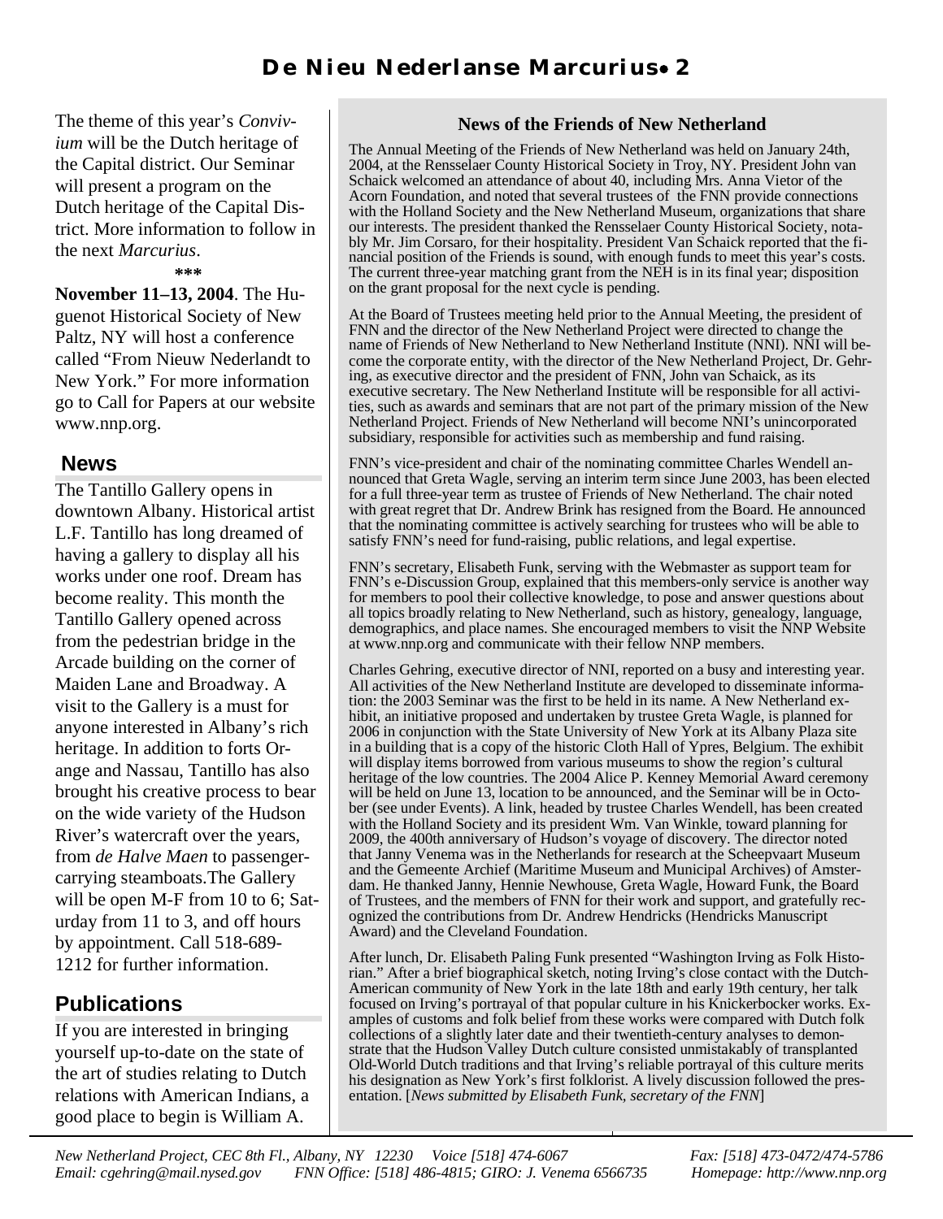The theme of this year's *Convivium* will be the Dutch heritage of the Capital district. Our Seminar will present a program on the Dutch heritage of the Capital District. More information to follow in the next *Marcurius*.

\*\*\*

**November 11–13, 2004**. The Huguenot Historical Society of New Paltz, NY will host a conference called "From Nieuw Nederlandt to New York." For more information go to Call for Papers at our website www.nnp.org.

## News

The Tantillo Gallery opens in downtown Albany. Historical artist L.F. Tantillo has long dreamed of having a gallery to display all his works under one roof. Dream has become reality. This month the Tantillo Gallery opened across from the pedestrian bridge in the Arcade building on the corner of Maiden Lane and Broadway. A visit to the Gallery is a must for anyone interested in Albany's rich heritage. In addition to forts Orange and Nassau, Tantillo has also brought his creative process to bear on the wide variety of the Hudson River's watercraft over the years, from *de Halve Maen* to passenger-carrying steamboats.The Gallery will be open M-F from 10 to 6; Saturday from 11 to 3, and off hours by appointment. Call 518-689-1212 for further information.

## Publications

If you are interested in bringing yourself up-to-date on the state of the art of studies relating to Dutch relations with American Indians, a good place to begin is William A.

### News of the Friends of New Netherland

The Annual Meeting of the Friends of New Netherland was held on January 24th, 2004, at the Rensselaer County Historical Society in Troy, NY. President John van Schaick welcomed an attendance of about 40, including Mrs. Anna Vietor of the Acorn Foundation, and noted that several trustees of the FNN provide connections with the Holland Society and the New Netherland Museum, organizations that share our interests. The president thanked the Rensselaer County Historical Society, notably Mr. Jim Corsaro, for their hospitality. President Van Schaick reported that the financial position of the Friends is sound, with enough funds to meet this year's costs. The current three-year matching grant from the NEH is in its final year; disposition on the grant proposal for the next cycle is pending.

At the Board of Trustees meeting held prior to the Annual Meeting, the president of FNN and the director of the New Netherland Project were directed to change the name of Friends of New Netherland to New Netherland Institute (NNI). NNI will become the corporate entity, with the director of the New Netherland Project, Dr. Gehring, as executive director and the president of FNN, John van Schaick, as its executive secretary. The New Netherland Institute will be responsible for all activities, such as awards and seminars that are not part of the primary mission of the New Netherland Project. Friends of New Netherland will become NNI's unincorporated subsidiary, responsible for activities such as membership and fund raising.

FNN's vice-president and chair of the nominating committee Charles Wendell announced that Greta Wagle, serving an interim term since June 2003, has been elected for a full three-year term as trustee of Friends of New Netherland. The chair noted with great regret that Dr. Andrew Brink has resigned from the Board. He announced that the nominating committee is actively searching for trustees who will be able to satisfy FNN's need for fund-raising, public relations, and legal expertise.

FNN's secretary, Elisabeth Funk, serving with the Webmaster as support team for FNN's e-Discussion Group, explained that this members-only service is another way for members to pool their collective knowledge, to pose and answer questions about all topics broadly relating to New Netherland, such as history, genealogy, language, demographics, and place names. She encouraged members to visit the NNP Website at www.nnp.org and communicate with their fellow NNP members.

Charles Gehring, executive director of NNI, reported on a busy and interesting year. All activities of the New Netherland Institute are developed to disseminate information: the 2003 Seminar was the first to be held in its name. A New Netherland exhibit, an initiative proposed and undertaken by trustee Greta Wagle, is planned for 2006 in conjunction with the State University of New York at its Albany Plaza site in a building that is a copy of the historic Cloth Hall of Ypres, Belgium. The exhibit will display items borrowed from various museums to show the region's cultural heritage of the low countries. The 2004 Alice P. Kenney Memorial Award ceremony will be held on June 13, location to be announced, and the Seminar will be in October (see under Events). A link, headed by trustee Charles Wendell, has been created with the Holland Society and its president Wm. Van Winkle, toward planning for 2009, the 400th anniversary of Hudson's voyage of discovery. The director noted that Janny Venema was in the Netherlands for research at the Scheepvaart Museum and the Gemeente Archief (Maritime Museum and Municipal Archives) of Amsterdam. He thanked Janny, Hennie Newhouse, Greta Wagle, Howard Funk, the Board of Trustees, and the members of FNN for their work and support, and gratefully recognized the contributions from Dr. Andrew Hendricks (Hendricks Manuscript Award) and the Cleveland Foundation.

After lunch, Dr. Elisabeth Paling Funk presented "Washington Irving as Folk Historian." After a brief biographical sketch, noting Irving's close contact with the Dutch-American community of New York in the late 18th and early 19th century, her talk focused on Irving's portrayal of that popular culture in his Knickerbocker works. Examples of customs and folk belief from these works were compared with Dutch folk collections of a slightly later date and their twentieth-century analyses to demonstrate that the Hudson Valley Dutch culture consisted unmistakably of transplanted Old-World Dutch traditions and that Irving's reliable portrayal of this culture merits his designation as New York's first folklorist. A lively discussion followed the presentation. [*News submitted by Elisabeth Funk, secretary of the FNN*]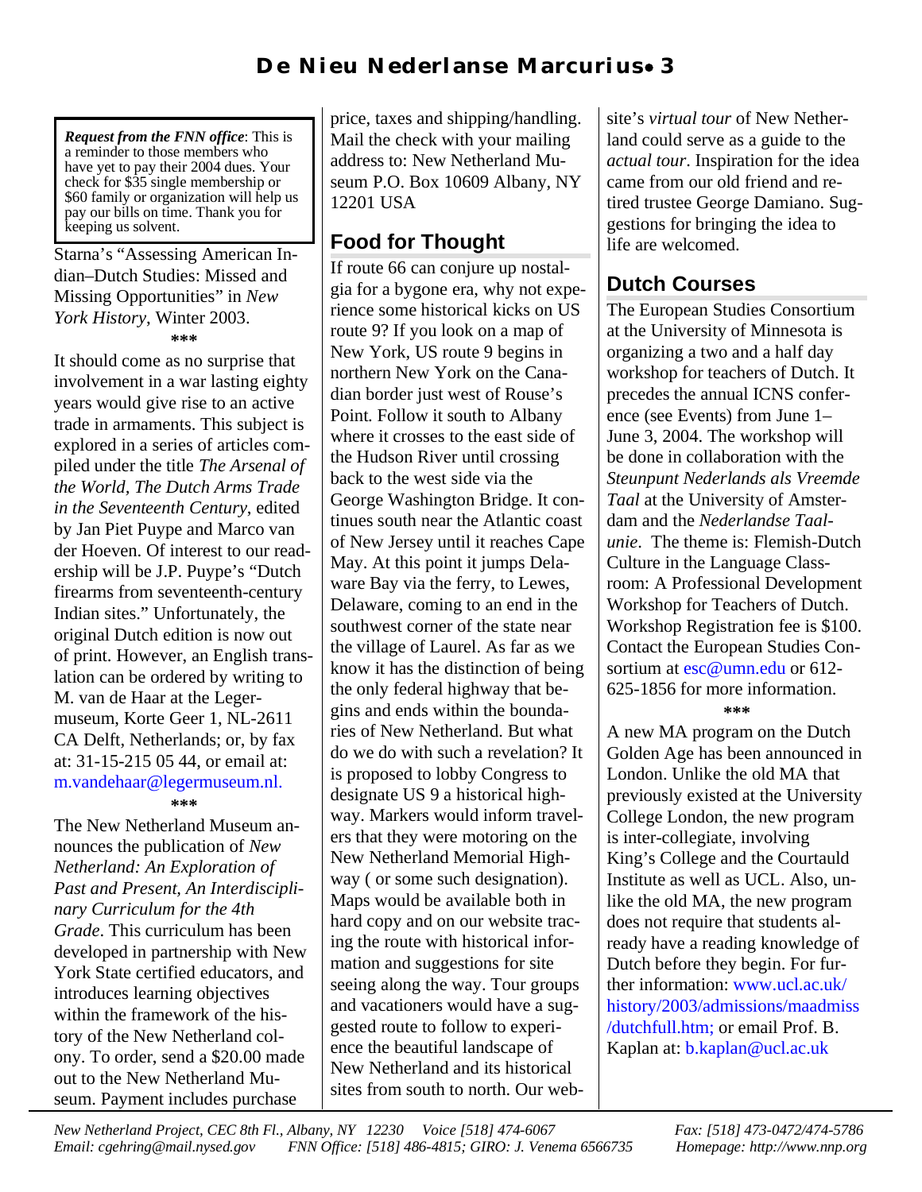> ***Request from the FNN office***: This is a reminder to those members who have yet to pay their 2004 dues. Your check for $35 single membership or $60 family or organization will help us pay our bills on time. Thank you for keeping us solvent.

Starna's "Assessing American Indian–Dutch Studies: Missed and Missing Opportunities" in *New York History*, Winter 2003.

\*\*\*

It should come as no surprise that involvement in a war lasting eighty years would give rise to an active trade in armaments. This subject is explored in a series of articles compiled under the title *The Arsenal of the World, The Dutch Arms Trade in the Seventeenth Century*, edited by Jan Piet Puype and Marco van der Hoeven. Of interest to our readership will be J.P. Puype's "Dutch firearms from seventeenth-century Indian sites." Unfortunately, the original Dutch edition is now out of print. However, an English translation can be ordered by writing to M. van de Haar at the Legermuseum, Korte Geer 1, NL-2611 CA Delft, Netherlands; or, by fax at: 31-15-215 05 44, or email at: m.vandehaar@legermuseum.nl.

\*\*\*

The New Netherland Museum announces the publication of *New Netherland: An Exploration of Past and Present, An Interdisciplinary Curriculum for the 4th Grade*. This curriculum has been developed in partnership with New York State certified educators, and introduces learning objectives within the framework of the history of the New Netherland colony. To order, send a $20.00 made out to the New Netherland Museum. Payment includes purchase price, taxes and shipping/handling. Mail the check with your mailing address to: New Netherland Museum P.O. Box 10609 Albany, NY 12201 USA

## Food for Thought

If route 66 can conjure up nostalgia for a bygone era, why not experience some historical kicks on US route 9? If you look on a map of New York, US route 9 begins in northern New York on the Canadian border just west of Rouse's Point. Follow it south to Albany where it crosses to the east side of the Hudson River until crossing back to the west side via the George Washington Bridge. It continues south near the Atlantic coast of New Jersey until it reaches Cape May. At this point it jumps Delaware Bay via the ferry, to Lewes, Delaware, coming to an end in the southwest corner of the state near the village of Laurel. As far as we know it has the distinction of being the only federal highway that begins and ends within the boundaries of New Netherland. But what do we do with such a revelation? It is proposed to lobby Congress to designate US 9 a historical highway. Markers would inform travelers that they were motoring on the New Netherland Memorial Highway ( or some such designation). Maps would be available both in hard copy and on our website tracing the route with historical information and suggestions for site seeing along the way. Tour groups and vacationers would have a suggested route to follow to experience the beautiful landscape of New Netherland and its historical sites from south to north. Our website's *virtual tour* of New Netherland could serve as a guide to the *actual tour*. Inspiration for the idea came from our old friend and retired trustee George Damiano. Suggestions for bringing the idea to life are welcomed.

## Dutch Courses

The European Studies Consortium at the University of Minnesota is organizing a two and a half day workshop for teachers of Dutch. It precedes the annual ICNS conference (see Events) from June 1–June 3, 2004. The workshop will be done in collaboration with the *Steunpunt Nederlands als Vreemde Taal* at the University of Amsterdam and the *Nederlandse Taalunie*. The theme is: Flemish-Dutch Culture in the Language Classroom: A Professional Development Workshop for Teachers of Dutch. Workshop Registration fee is $100. Contact the European Studies Consortium at esc@umn.edu or 612-625-1856 for more information.

\*\*\*

A new MA program on the Dutch Golden Age has been announced in London. Unlike the old MA that previously existed at the University College London, the new program is inter-collegiate, involving King's College and the Courtauld Institute as well as UCL. Also, unlike the old MA, the new program does not require that students already have a reading knowledge of Dutch before they begin. For further information: www.ucl.ac.uk/history/2003/admissions/maadmiss/dutchfull.htm; or email Prof. B. Kaplan at: b.kaplan@ucl.ac.uk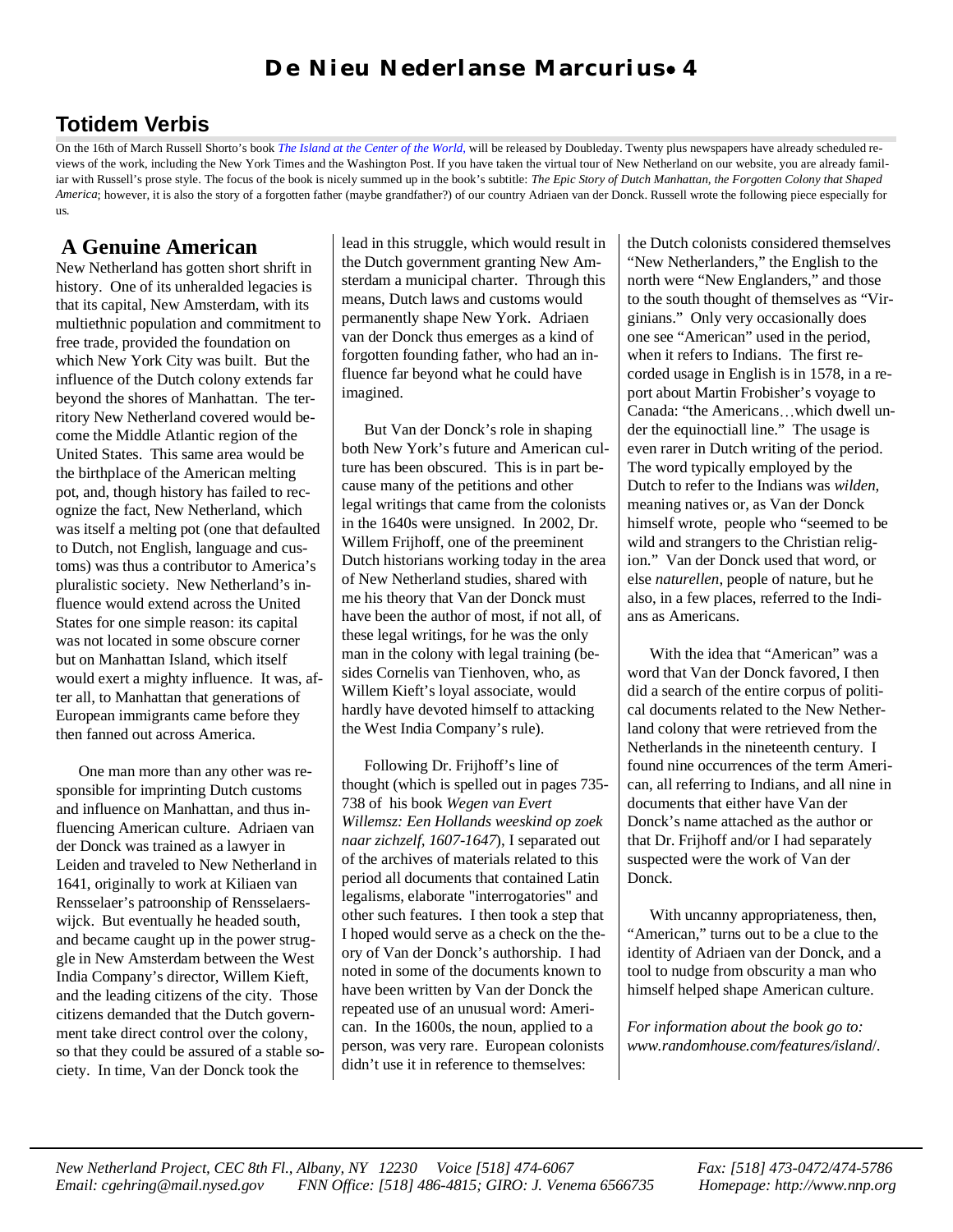## Totidem Verbis

On the 16th of March Russell Shorto's book *The Island at the Center of the World*, will be released by Doubleday. Twenty plus newspapers have already scheduled reviews of the work, including the New York Times and the Washington Post. If you have taken the virtual tour of New Netherland on our website, you are already familiar with Russell's prose style. The focus of the book is nicely summed up in the book's subtitle: *The Epic Story of Dutch Manhattan, the Forgotten Colony that Shaped America*; however, it is also the story of a forgotten father (maybe grandfather?) of our country Adriaen van der Donck. Russell wrote the following piece especially for us.

# A Genuine American

New Netherland has gotten short shrift in history. One of its unheralded legacies is that its capital, New Amsterdam, with its multiethnic population and commitment to free trade, provided the foundation on which New York City was built. But the influence of the Dutch colony extends far beyond the shores of Manhattan. The territory New Netherland covered would become the Middle Atlantic region of the United States. This same area would be the birthplace of the American melting pot, and, though history has failed to recognize the fact, New Netherland, which was itself a melting pot (one that defaulted to Dutch, not English, language and customs) was thus a contributor to America's pluralistic society. New Netherland's influence would extend across the United States for one simple reason: its capital was not located in some obscure corner but on Manhattan Island, which itself would exert a mighty influence. It was, after all, to Manhattan that generations of European immigrants came before they then fanned out across America.

One man more than any other was responsible for imprinting Dutch customs and influence on Manhattan, and thus influencing American culture. Adriaen van der Donck was trained as a lawyer in Leiden and traveled to New Netherland in 1641, originally to work at Kiliaen van Rensselaer's patroonship of Rensselaerswijck. But eventually he headed south, and became caught up in the power struggle in New Amsterdam between the West India Company's director, Willem Kieft, and the leading citizens of the city. Those citizens demanded that the Dutch government take direct control over the colony, so that they could be assured of a stable society. In time, Van der Donck took the lead in this struggle, which would result in the Dutch government granting New Amsterdam a municipal charter. Through this means, Dutch laws and customs would permanently shape New York. Adriaen van der Donck thus emerges as a kind of forgotten founding father, who had an influence far beyond what he could have imagined.

But Van der Donck's role in shaping both New York's future and American culture has been obscured. This is in part because many of the petitions and other legal writings that came from the colonists in the 1640s were unsigned. In 2002, Dr. Willem Frijhoff, one of the preeminent Dutch historians working today in the area of New Netherland studies, shared with me his theory that Van der Donck must have been the author of most, if not all, of these legal writings, for he was the only man in the colony with legal training (besides Cornelis van Tienhoven, who, as Willem Kieft's loyal associate, would hardly have devoted himself to attacking the West India Company's rule).

Following Dr. Frijhoff's line of thought (which is spelled out in pages 735-738 of his book *Wegen van Evert Willemsz: Een Hollands weeskind op zoek naar zichzelf, 1607-1647*), I separated out of the archives of materials related to this period all documents that contained Latin legalisms, elaborate "interrogatories" and other such features. I then took a step that I hoped would serve as a check on the theory of Van der Donck's authorship. I had noted in some of the documents known to have been written by Van der Donck the repeated use of an unusual word: American. In the 1600s, the noun, applied to a person, was very rare. European colonists didn't use it in reference to themselves: the Dutch colonists considered themselves "New Netherlanders," the English to the north were "New Englanders," and those to the south thought of themselves as "Virginians." Only very occasionally does one see "American" used in the period, when it refers to Indians. The first recorded usage in English is in 1578, in a report about Martin Frobisher's voyage to Canada: "the Americans…which dwell under the equinoctiall line." The usage is even rarer in Dutch writing of the period. The word typically employed by the Dutch to refer to the Indians was *wilden*, meaning natives or, as Van der Donck himself wrote, people who "seemed to be wild and strangers to the Christian religion." Van der Donck used that word, or else *naturellen*, people of nature, but he also, in a few places, referred to the Indians as Americans.

With the idea that "American" was a word that Van der Donck favored, I then did a search of the entire corpus of political documents related to the New Netherland colony that were retrieved from the Netherlands in the nineteenth century. I found nine occurrences of the term American, all referring to Indians, and all nine in documents that either have Van der Donck's name attached as the author or that Dr. Frijhoff and/or I had separately suspected were the work of Van der Donck.

With uncanny appropriateness, then, "American," turns out to be a clue to the identity of Adriaen van der Donck, and a tool to nudge from obscurity a man who himself helped shape American culture.

*For information about the book go to: www.randomhouse.com/features/island/.*